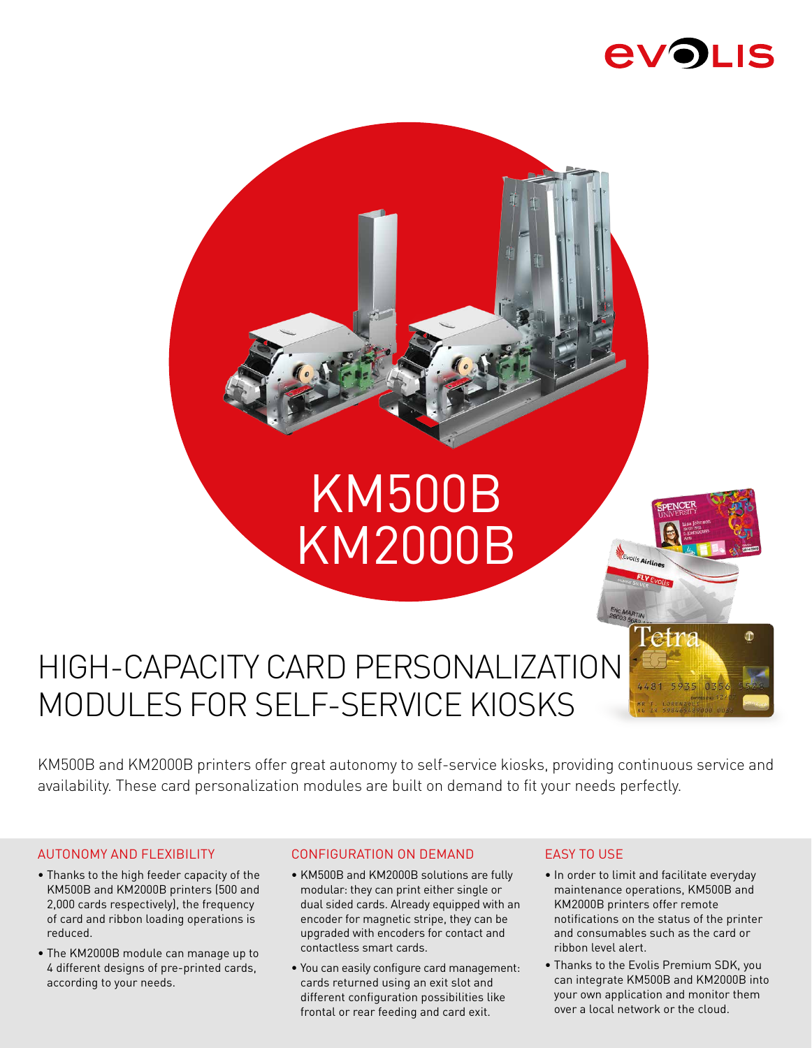# KM500B KM2000B

## HIGH-CAPACITY CARD PERSONALIZATION MODULES FOR SELF-SERVICE KIOSKS

KM500B and KM2000B printers offer great autonomy to self-service kiosks, providing continuous service and availability. These card personalization modules are built on demand to fit your needs perfectly.

### AUTONOMY AND FLEXIBILITY

- Thanks to the high feeder capacity of the KM500B and KM2000B printers (500 and 2,000 cards respectively), the frequency of card and ribbon loading operations is reduced.
- The KM2000B module can manage up to 4 different designs of pre-printed cards, according to your needs.

### CONFIGURATION ON DEMAND

- KM500B and KM2000B solutions are fully modular: they can print either single or dual sided cards. Already equipped with an encoder for magnetic stripe, they can be upgraded with encoders for contact and contactless smart cards.
- You can easily configure card management: cards returned using an exit slot and different configuration possibilities like frontal or rear feeding and card exit.

### EASY TO USE

- In order to limit and facilitate everyday maintenance operations, KM500B and KM2000B printers offer remote notifications on the status of the printer and consumables such as the card or ribbon level alert.
- Thanks to the Evolis Premium SDK, you can integrate KM500B and KM2000B into your own application and monitor them over a local network or the cloud.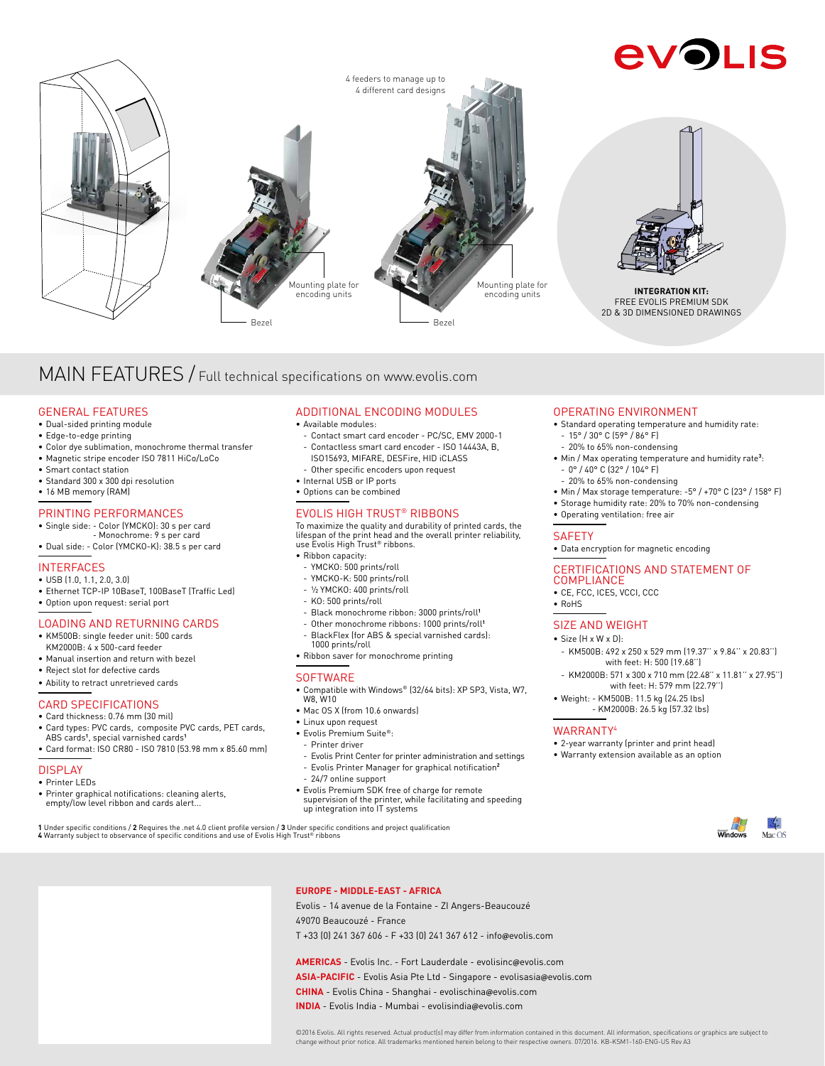4 feeders to manage up to 4 different card designs

Mounting plate for encoding units

Bezel

Mounting plate for encoding units

Bezel

**INTEGRATION KIT:**
FREE EVOLIS PREMIUM SDK
2D & 3D DIMENSIONED DRAWINGS

# MAIN FEATURES / Full technical specifications on www.evolis.com

## GENERAL FEATURES

- Dual-sided printing module
- Edge-to-edge printing
- Color dye sublimation, monochrome thermal transfer
- Magnetic stripe encoder ISO 7811 HiCo/LoCo
- Smart contact station
- Standard 300 x 300 dpi resolution
- 16 MB memory (RAM)

## PRINTING PERFORMANCES

- Single side: - Color (YMCKO): 30 s per card
  - Monochrome: 9 s per card
- Dual side: - Color (YMCKO-K): 38.5 s per card

## INTERFACES

- USB (1.0, 1.1, 2.0, 3.0)
- Ethernet TCP-IP 10BaseT, 100BaseT (Traffic Led)
- Option upon request: serial port

## LOADING AND RETURNING CARDS

- KM500B: single feeder unit: 500 cards
  KM2000B: 4 x 500-card feeder
- Manual insertion and return with bezel
- Reject slot for defective cards
- Ability to retract unretrieved cards

## CARD SPECIFICATIONS

- Card thickness: 0.76 mm (30 mil)
- Card types: PVC cards, composite PVC cards, PET cards, ABS cards[1], special varnished cards[1]
- Card format: ISO CR80 - ISO 7810 (53.98 mm x 85.60 mm)

## DISPLAY

- Printer LEDs
- Printer graphical notifications: cleaning alerts, empty/low level ribbon and cards alert...

## ADDITIONAL ENCODING MODULES

- Available modules:
  - Contact smart card encoder - PC/SC, EMV 2000-1
  - Contactless smart card encoder - ISO 14443A, B, ISO15693, MIFARE, DESFire, HID iCLASS
  - Other specific encoders upon request
- Internal USB or IP ports
- Options can be combined

## EVOLIS HIGH TRUST® RIBBONS

To maximize the quality and durability of printed cards, the lifespan of the print head and the overall printer reliability, use Evolis High Trust® ribbons.

- Ribbon capacity:
  - YMCKO: 500 prints/roll
  - YMCKO-K: 500 prints/roll
  - ½ YMCKO: 400 prints/roll
  - KO: 500 prints/roll
  - Black monochrome ribbon: 3000 prints/roll[1]
  - Other monochrome ribbons: 1000 prints/roll[1]
  - BlackFlex (for ABS & special varnished cards): 1000 prints/roll
- Ribbon saver for monochrome printing

## SOFTWARE

- Compatible with Windows® (32/64 bits): XP SP3, Vista, W7, W8, W10
- Mac OS X (from 10.6 onwards)
- Linux upon request
- Evolis Premium Suite®:
  - Printer driver
  - Evolis Print Center for printer administration and settings
  - Evolis Printer Manager for graphical notification[2]
  - 24/7 online support
- Evolis Premium SDK free of charge for remote supervision of the printer, while facilitating and speeding up integration into IT systems

## OPERATING ENVIRONMENT

- Standard operating temperature and humidity rate:
  - 15° / 30° C (59° / 86° F)
  - 20% to 65% non-condensing
- Min / Max operating temperature and humidity rate[3]:
  - 0° / 40° C (32° / 104° F)
  - 20% to 65% non-condensing
- Min / Max storage temperature: -5° / +70° C (23° / 158° F)
- Storage humidity rate: 20% to 70% non-condensing
- Operating ventilation: free air

## SAFETY

- Data encryption for magnetic encoding

## CERTIFICATIONS AND STATEMENT OF COMPLIANCE

- CE, FCC, ICES, VCCI, CCC
- RoHS

## SIZE AND WEIGHT

- Size (H x W x D):
  - KM500B: 492 x 250 x 529 mm (19.37'' x 9.84'' x 20.83'')
    with feet: H: 500 (19.68'')
  - KM2000B: 571 x 300 x 710 mm (22.48'' x 11.81'' x 27.95'')
    with feet: H: 579 mm (22.79'')
- Weight: - KM500B: 11.5 kg (24.25 lbs)
  - KM2000B: 26.5 kg (57.32 lbs)

## WARRANTY[4]

- 2-year warranty (printer and print head)
- Warranty extension available as an option

**1** Under specific conditions / **2** Requires the .net 4.0 client profile version / **3** Under specific conditions and project qualification
**4** Warranty subject to observance of specific conditions and use of Evolis High Trust® ribbons

**EUROPE - MIDDLE-EAST - AFRICA**

Evolis - 14 avenue de la Fontaine - ZI Angers-Beaucouzé
49070 Beaucouzé - France
T +33 (0) 241 367 606 - F +33 (0) 241 367 612 - info@evolis.com

**AMERICAS** - Evolis Inc. - Fort Lauderdale - evolisinc@evolis.com
**ASIA-PACIFIC** - Evolis Asia Pte Ltd - Singapore - evolisasia@evolis.com
**CHINA** - Evolis China - Shanghai - evolischina@evolis.com
**INDIA** - Evolis India - Mumbai - evolisindia@evolis.com

©2016 Evolis. All rights reserved. Actual product(s) may differ from information contained in this document. All information, specifications or graphics are subject to change without prior notice. All trademarks mentioned herein belong to their respective owners. 07/2016. KB-KSM1-160-ENG-US Rev A3